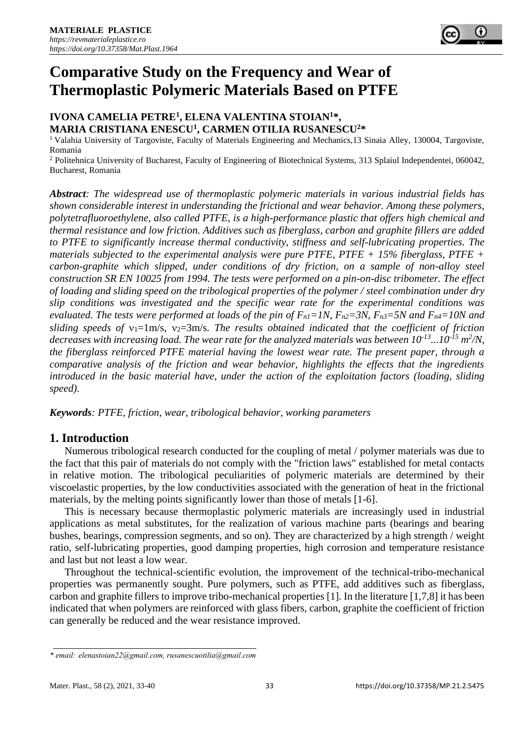# Comparative Study on the Frequency and Wear of Thermoplastic Polymeric Materials Based on PTFE

**IVONA CAMELIA PETRE[1], ELENA VALENTINA STOIAN[1]*, MARIA CRISTIANA ENESCU[1], CARMEN OTILIA RUSANESCU[2]***

[1] Valahia University of Targoviste, Faculty of Materials Engineering and Mechanics,13 Sinaia Alley, 130004, Targoviste, Romania

[2] Politehnica University of Bucharest, Faculty of Engineering of Biotechnical Systems, 313 Splaiul Independentei, 060042, Bucharest, Romania

***Abstract**: The widespread use of thermoplastic polymeric materials in various industrial fields has shown considerable interest in understanding the frictional and wear behavior. Among these polymers, polytetrafluoroethylene, also called PTFE, is a high-performance plastic that offers high chemical and thermal resistance and low friction. Additives such as fiberglass, carbon and graphite fillers are added to PTFE to significantly increase thermal conductivity, stiffness and self-lubricating properties. The materials subjected to the experimental analysis were pure PTFE, PTFE + 15% fiberglass, PTFE + carbon-graphite which slipped, under conditions of dry friction, on a sample of non-alloy steel construction SR EN 10025 from 1994. The tests were performed on a pin-on-disc tribometer. The effect of loading and sliding speed on the tribological properties of the polymer / steel combination under dry slip conditions was investigated and the specific wear rate for the experimental conditions was evaluated. The tests were performed at loads of the pin of $F_{n1}=1N$, $F_{n2}=3N$, $F_{n3}=5N$ and $F_{n4}=10N$ and sliding speeds of $v_1$=1m/s, $v_2$=3m/s. The results obtained indicated that the coefficient of friction decreases with increasing load. The wear rate for the analyzed materials was between $10^{-13}...10^{-15}$ $m^2/N$, the fiberglass reinforced PTFE material having the lowest wear rate. The present paper, through a comparative analysis of the friction and wear behavior, highlights the effects that the ingredients introduced in the basic material have, under the action of the exploitation factors (loading, sliding speed).*

***Keywords**: PTFE, friction, wear, tribological behavior, working parameters*

## 1. Introduction

Numerous tribological research conducted for the coupling of metal / polymer materials was due to the fact that this pair of materials do not comply with the "friction laws" established for metal contacts in relative motion. The tribological peculiarities of polymeric materials are determined by their viscoelastic properties, by the low conductivities associated with the generation of heat in the frictional materials, by the melting points significantly lower than those of metals [1-6].

This is necessary because thermoplastic polymeric materials are increasingly used in industrial applications as metal substitutes, for the realization of various machine parts (bearings and bearing bushes, bearings, compression segments, and so on). They are characterized by a high strength / weight ratio, self-lubricating properties, good damping properties, high corrosion and temperature resistance and last but not least a low wear.

Throughout the technical-scientific evolution, the improvement of the technical-tribo-mechanical properties was permanently sought. Pure polymers, such as PTFE, add additives such as fiberglass, carbon and graphite fillers to improve tribo-mechanical properties [1]. In the literature [1,7,8] it has been indicated that when polymers are reinforced with glass fibers, carbon, graphite the coefficient of friction can generally be reduced and the wear resistance improved.

*\* email: elenastoian22@gmail.com, rusanescuotilia@gmail.com*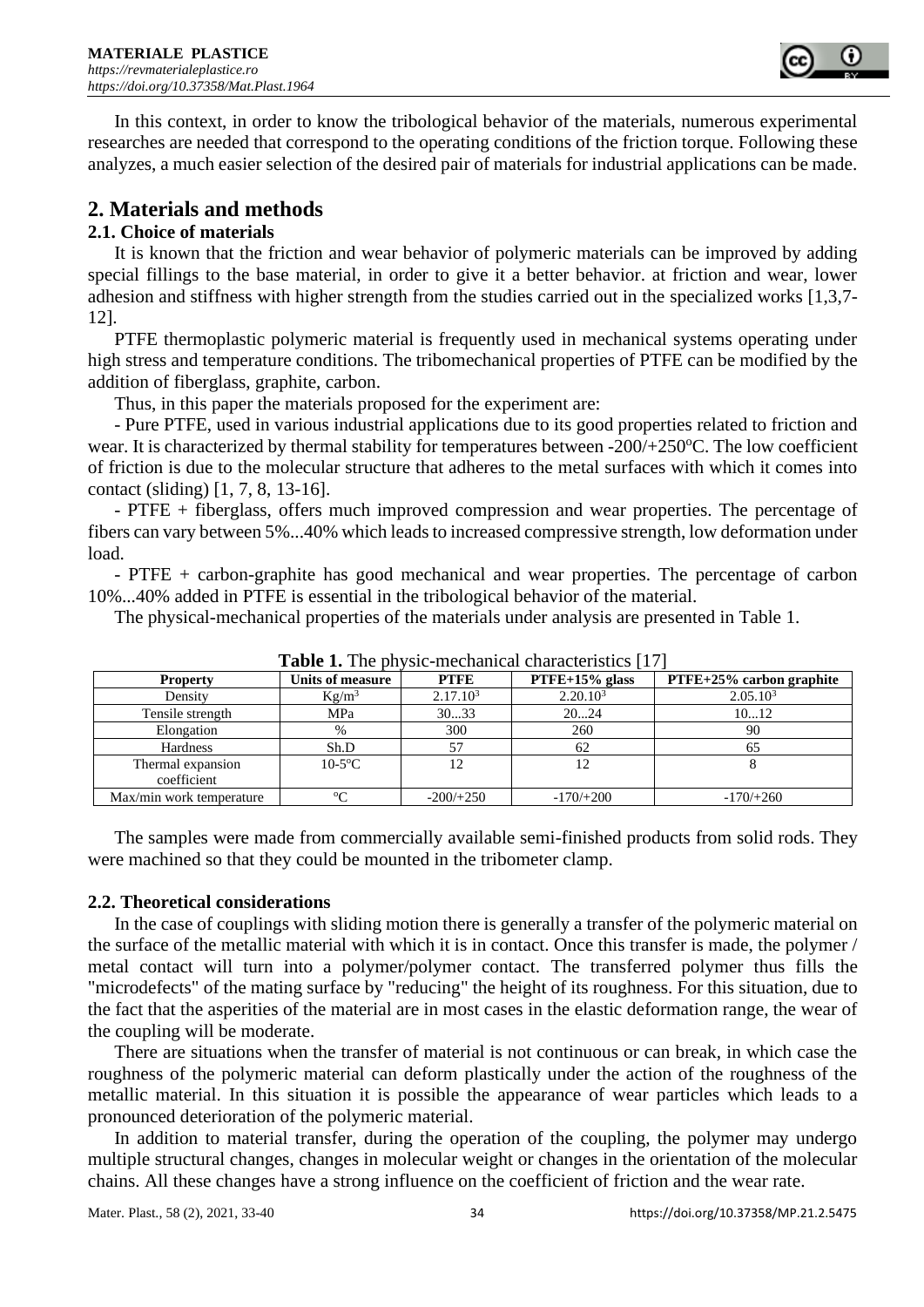In this context, in order to know the tribological behavior of the materials, numerous experimental researches are needed that correspond to the operating conditions of the friction torque. Following these analyzes, a much easier selection of the desired pair of materials for industrial applications can be made.

## 2. Materials and methods

### 2.1. Choice of materials

It is known that the friction and wear behavior of polymeric materials can be improved by adding special fillings to the base material, in order to give it a better behavior. at friction and wear, lower adhesion and stiffness with higher strength from the studies carried out in the specialized works [1,3,7-12].

PTFE thermoplastic polymeric material is frequently used in mechanical systems operating under high stress and temperature conditions. The tribomechanical properties of PTFE can be modified by the addition of fiberglass, graphite, carbon.

Thus, in this paper the materials proposed for the experiment are:

- Pure PTFE, used in various industrial applications due to its good properties related to friction and wear. It is characterized by thermal stability for temperatures between -200/+250°C. The low coefficient of friction is due to the molecular structure that adheres to the metal surfaces with which it comes into contact (sliding) [1, 7, 8, 13-16].
- PTFE + fiberglass, offers much improved compression and wear properties. The percentage of fibers can vary between 5%...40% which leads to increased compressive strength, low deformation under load.
- PTFE + carbon-graphite has good mechanical and wear properties. The percentage of carbon 10%...40% added in PTFE is essential in the tribological behavior of the material.

The physical-mechanical properties of the materials under analysis are presented in Table 1.

**Table 1.** The physic-mechanical characteristics [17]

| Property | Units of measure | PTFE | PTFE+15% glass | PTFE+25% carbon graphite |
|---|---|---|---|---|
| Density | $Kg/m^3$ | $2.17.10^3$ | $2.20.10^3$ | $2.05.10^3$ |
| Tensile strength | MPa | 30...33 | 20...24 | 10...12 |
| Elongation | % | 300 | 260 | 90 |
| Hardness | Sh.D | 57 | 62 | 65 |
| Thermal expansion coefficient | 10-5°C | 12 | 12 | 8 |
| Max/min work temperature | °C | -200/+250 | -170/+200 | -170/+260 |

The samples were made from commercially available semi-finished products from solid rods. They were machined so that they could be mounted in the tribometer clamp.

### 2.2. Theoretical considerations

In the case of couplings with sliding motion there is generally a transfer of the polymeric material on the surface of the metallic material with which it is in contact. Once this transfer is made, the polymer / metal contact will turn into a polymer/polymer contact. The transferred polymer thus fills the "microdefects" of the mating surface by "reducing" the height of its roughness. For this situation, due to the fact that the asperities of the material are in most cases in the elastic deformation range, the wear of the coupling will be moderate.

There are situations when the transfer of material is not continuous or can break, in which case the roughness of the polymeric material can deform plastically under the action of the roughness of the metallic material. In this situation it is possible the appearance of wear particles which leads to a pronounced deterioration of the polymeric material.

In addition to material transfer, during the operation of the coupling, the polymer may undergo multiple structural changes, changes in molecular weight or changes in the orientation of the molecular chains. All these changes have a strong influence on the coefficient of friction and the wear rate.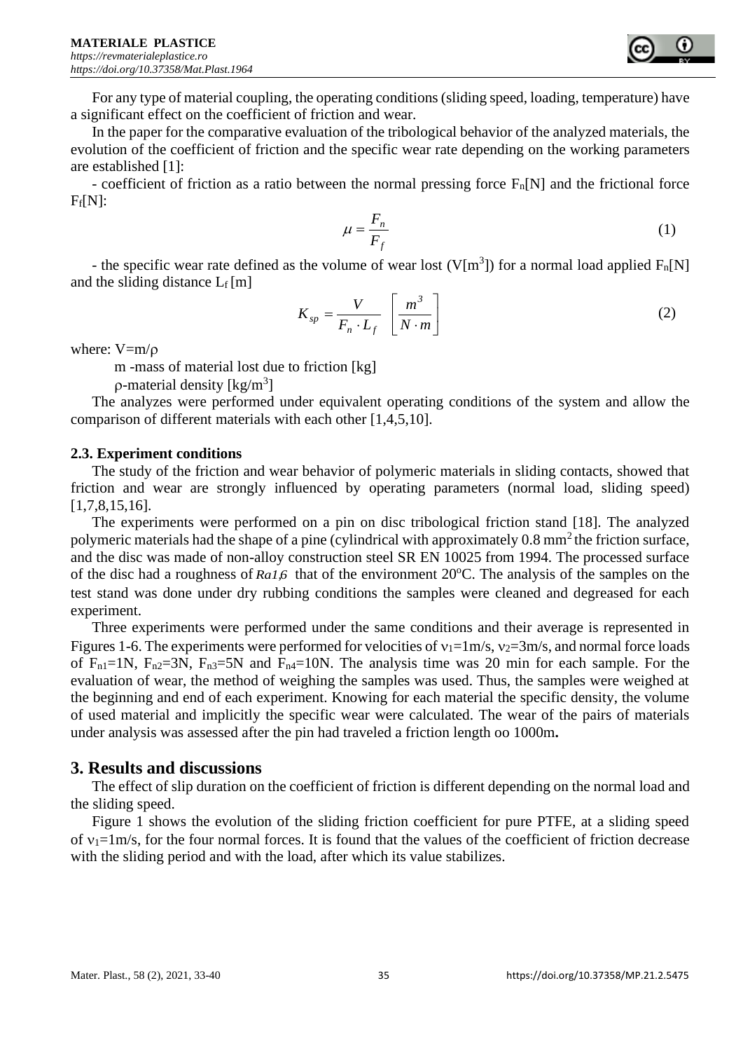For any type of material coupling, the operating conditions (sliding speed, loading, temperature) have a significant effect on the coefficient of friction and wear.

In the paper for the comparative evaluation of the tribological behavior of the analyzed materials, the evolution of the coefficient of friction and the specific wear rate depending on the working parameters are established [1]:

- coefficient of friction as a ratio between the normal pressing force $F_n$[N] and the frictional force $F_f$[N]:

$$\mu = \frac{F_n}{F_f} \tag{1}$$

- the specific wear rate defined as the volume of wear lost (V[$m^3$]) for a normal load applied $F_n$[N] and the sliding distance $L_f$ [m]

$$K_{sp} = \frac{V}{F_n \cdot L_f} \left[\frac{m^3}{N \cdot m}\right] \tag{2}$$

where: $V=m/\rho$

m -mass of material lost due to friction [kg]

$\rho$-material density [kg/$m^3$]

The analyzes were performed under equivalent operating conditions of the system and allow the comparison of different materials with each other [1,4,5,10].

### 2.3. Experiment conditions

The study of the friction and wear behavior of polymeric materials in sliding contacts, showed that friction and wear are strongly influenced by operating parameters (normal load, sliding speed) [1,7,8,15,16].

The experiments were performed on a pin on disc tribological friction stand [18]. The analyzed polymeric materials had the shape of a pine (cylindrical with approximately 0.8 $mm^2$ the friction surface, and the disc was made of non-alloy construction steel SR EN 10025 from 1994. The processed surface of the disc had a roughness of *Ra1,6* that of the environment 20°C. The analysis of the samples on the test stand was done under dry rubbing conditions the samples were cleaned and degreased for each experiment.

Three experiments were performed under the same conditions and their average is represented in Figures 1-6. The experiments were performed for velocities of $v_1$=1m/s, $v_2$=3m/s, and normal force loads of $F_{n1}$=1N, $F_{n2}$=3N, $F_{n3}$=5N and $F_{n4}$=10N. The analysis time was 20 min for each sample. For the evaluation of wear, the method of weighing the samples was used. Thus, the samples were weighed at the beginning and end of each experiment. Knowing for each material the specific density, the volume of used material and implicitly the specific wear were calculated. The wear of the pairs of materials under analysis was assessed after the pin had traveled a friction length oo 1000m**.**

## 3. Results and discussions

The effect of slip duration on the coefficient of friction is different depending on the normal load and the sliding speed.

Figure 1 shows the evolution of the sliding friction coefficient for pure PTFE, at a sliding speed of $v_1$=1m/s, for the four normal forces. It is found that the values of the coefficient of friction decrease with the sliding period and with the load, after which its value stabilizes.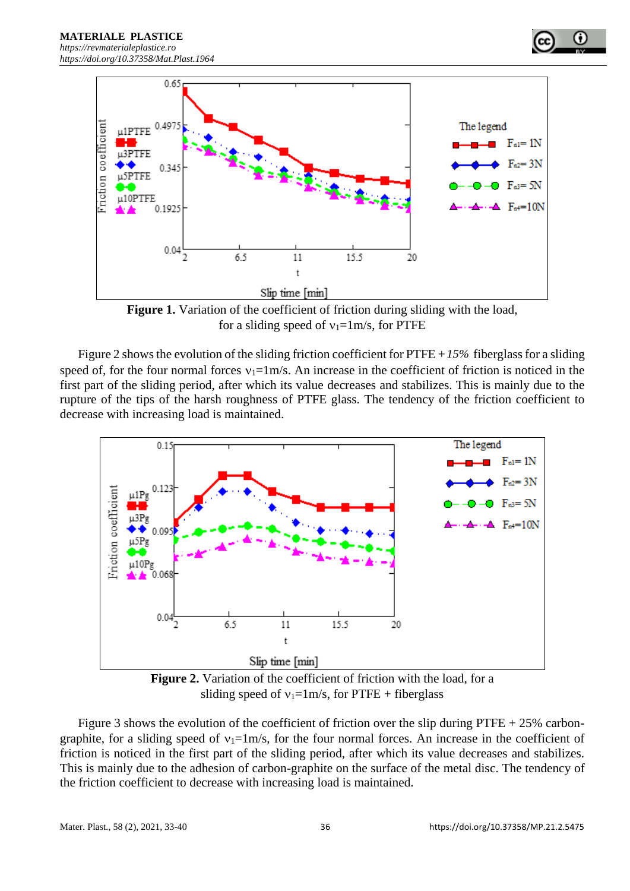**Figure 1.** Variation of the coefficient of friction during sliding with the load, for a sliding speed of $v_1$=1m/s, for PTFE

Figure 2 shows the evolution of the sliding friction coefficient for PTFE + *15%* fiberglass for a sliding speed of, for the four normal forces $v_1$=1m/s. An increase in the coefficient of friction is noticed in the first part of the sliding period, after which its value decreases and stabilizes. This is mainly due to the rupture of the tips of the harsh roughness of PTFE glass. The tendency of the friction coefficient to decrease with increasing load is maintained.

**Figure 2.** Variation of the coefficient of friction with the load, for a sliding speed of $v_1$=1m/s, for PTFE + fiberglass

Figure 3 shows the evolution of the coefficient of friction over the slip during PTFE + 25% carbon-graphite, for a sliding speed of $v_1$=1m/s, for the four normal forces. An increase in the coefficient of friction is noticed in the first part of the sliding period, after which its value decreases and stabilizes. This is mainly due to the adhesion of carbon-graphite on the surface of the metal disc. The tendency of the friction coefficient to decrease with increasing load is maintained.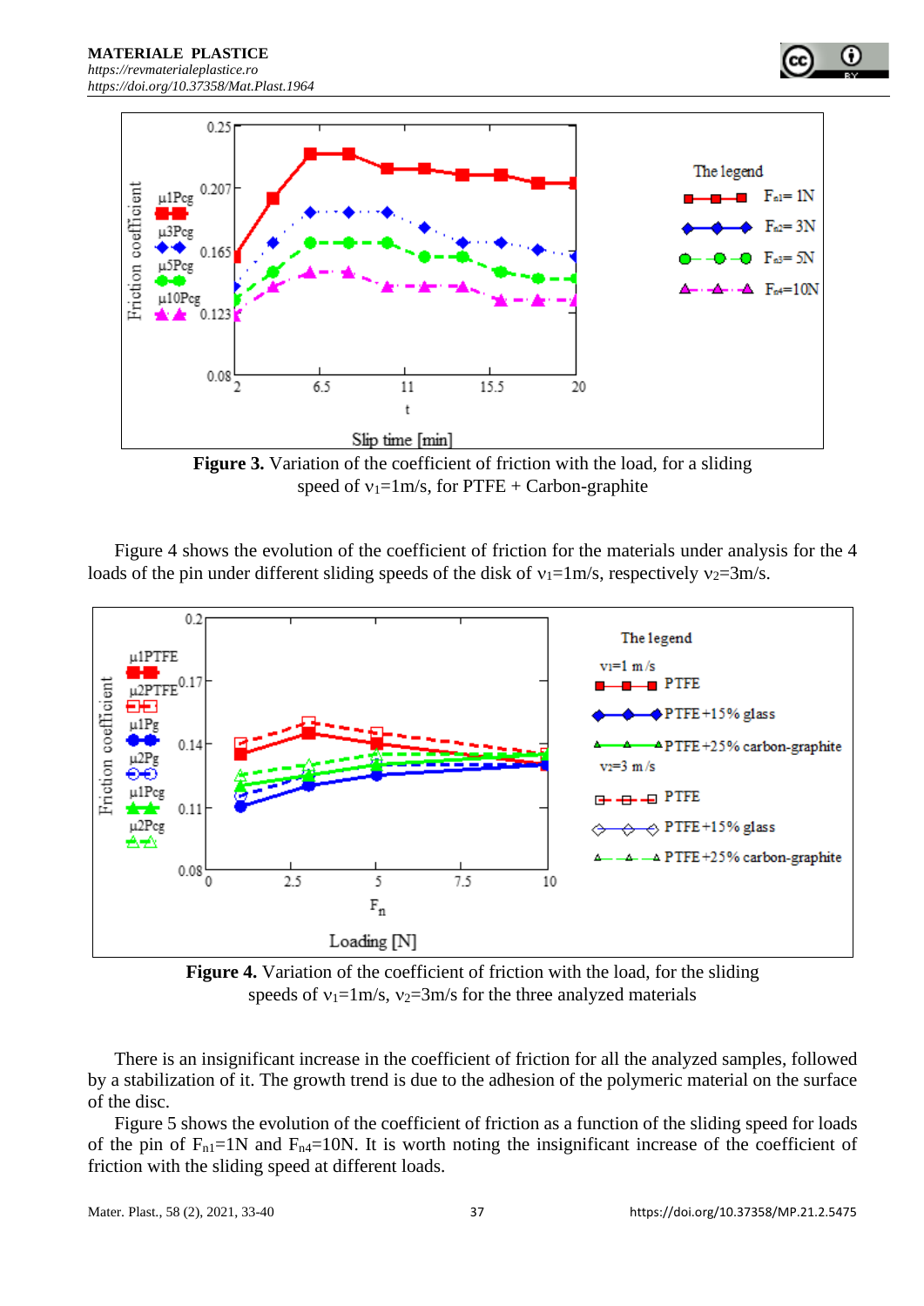**Figure 3.** Variation of the coefficient of friction with the load, for a sliding speed of $v_1$=1m/s, for PTFE + Carbon-graphite

Figure 4 shows the evolution of the coefficient of friction for the materials under analysis for the 4 loads of the pin under different sliding speeds of the disk of $v_1$=1m/s, respectively $v_2$=3m/s.

**Figure 4.** Variation of the coefficient of friction with the load, for the sliding speeds of $v_1$=1m/s, $v_2$=3m/s for the three analyzed materials

There is an insignificant increase in the coefficient of friction for all the analyzed samples, followed by a stabilization of it. The growth trend is due to the adhesion of the polymeric material on the surface of the disc.

Figure 5 shows the evolution of the coefficient of friction as a function of the sliding speed for loads of the pin of $F_{n1}$=1N and $F_{n4}$=10N. It is worth noting the insignificant increase of the coefficient of friction with the sliding speed at different loads.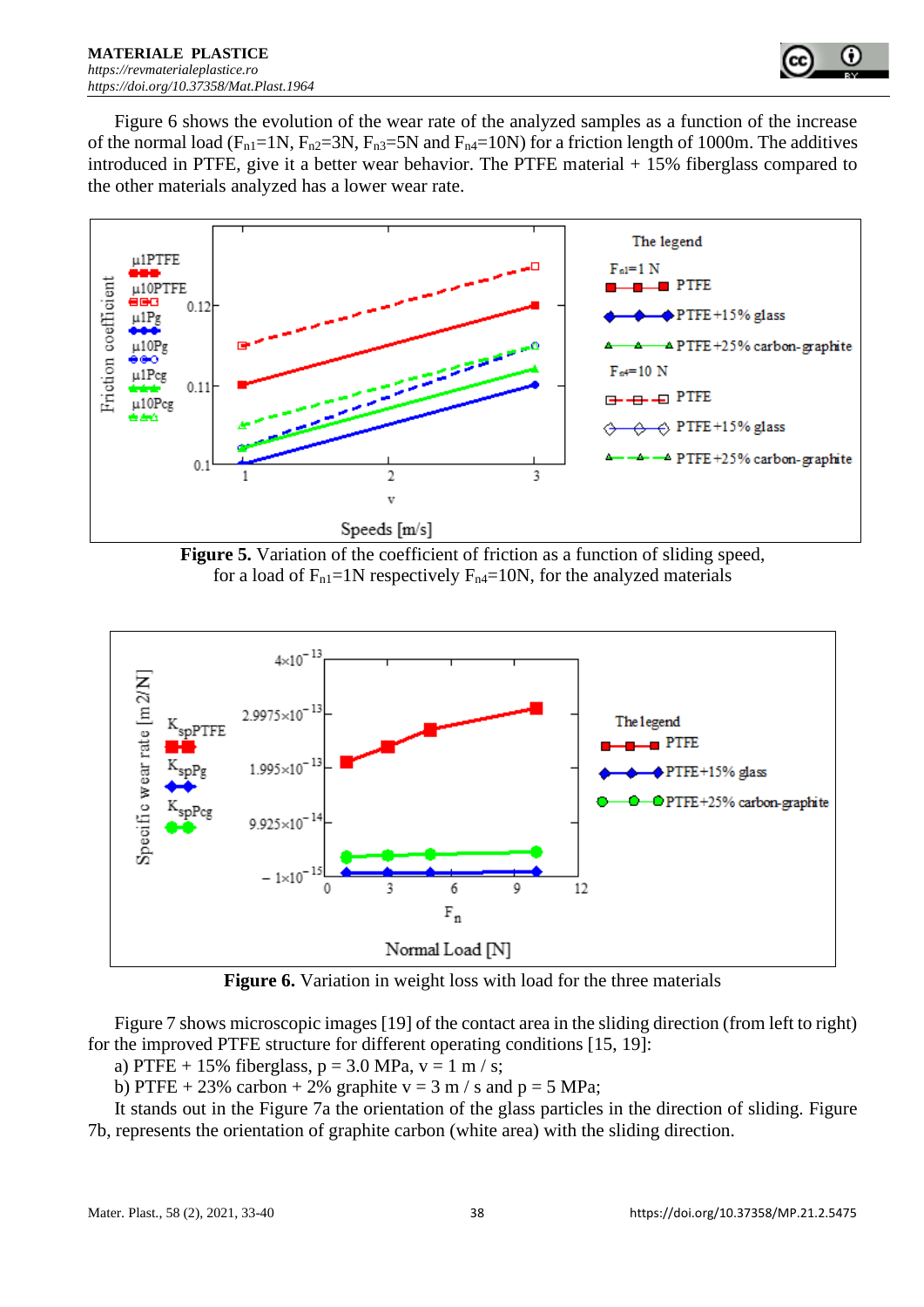Figure 6 shows the evolution of the wear rate of the analyzed samples as a function of the increase of the normal load ($F_{n1}$=1N, $F_{n2}$=3N, $F_{n3}$=5N and $F_{n4}$=10N) for a friction length of 1000m. The additives introduced in PTFE, give it a better wear behavior. The PTFE material + 15% fiberglass compared to the other materials analyzed has a lower wear rate.

**Figure 5.** Variation of the coefficient of friction as a function of sliding speed, for a load of $F_{n1}$=1N respectively $F_{n4}$=10N, for the analyzed materials

**Figure 6.** Variation in weight loss with load for the three materials

Figure 7 shows microscopic images [19] of the contact area in the sliding direction (from left to right) for the improved PTFE structure for different operating conditions [15, 19]:

a) PTFE + 15% fiberglass, p = 3.0 MPa, v = 1 m / s;

b) PTFE + 23% carbon + 2% graphite v = 3 m / s and p = 5 MPa;

It stands out in the Figure 7a the orientation of the glass particles in the direction of sliding. Figure 7b, represents the orientation of graphite carbon (white area) with the sliding direction.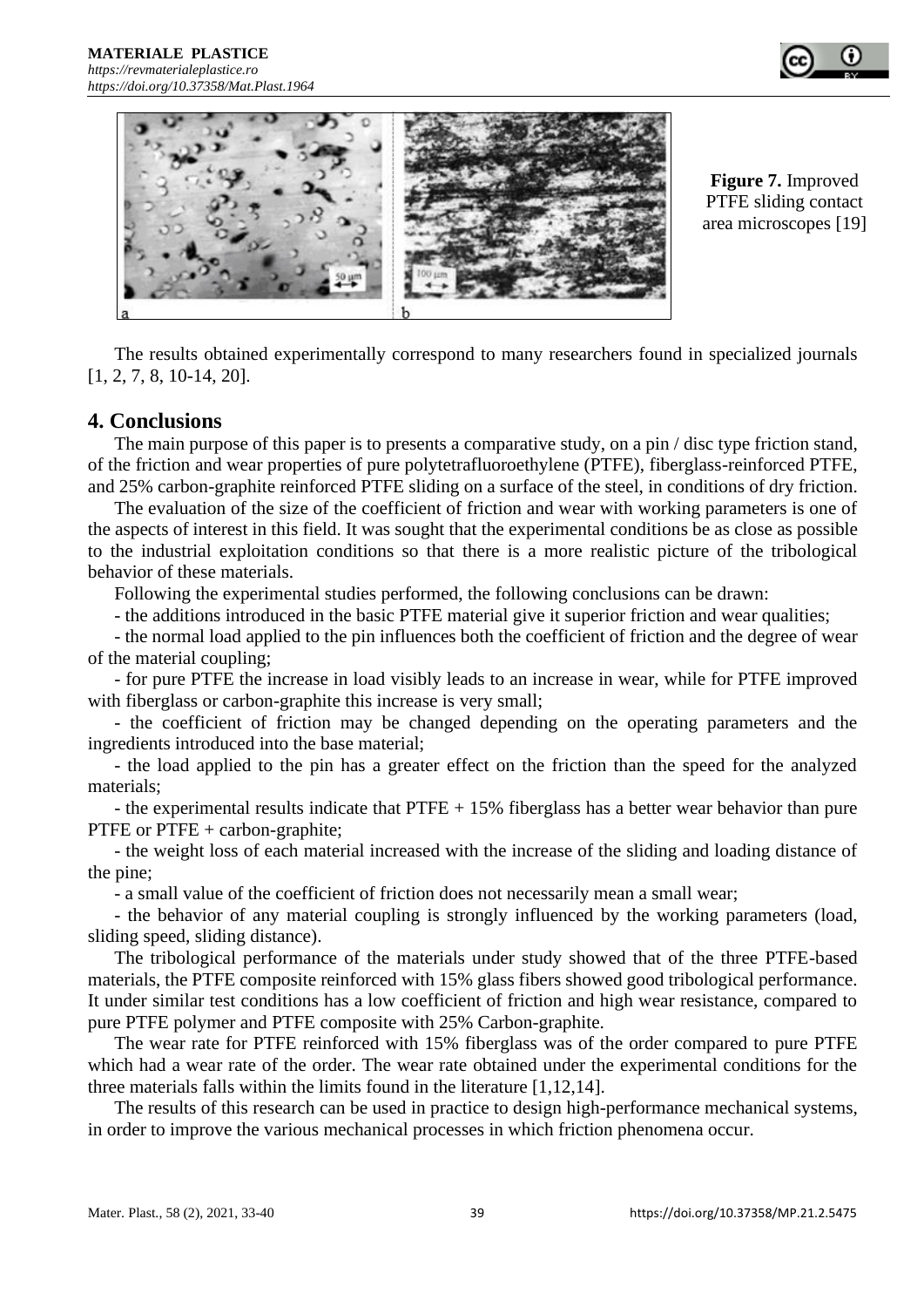**Figure 7.** Improved PTFE sliding contact area microscopes [19]

The results obtained experimentally correspond to many researchers found in specialized journals [1, 2, 7, 8, 10-14, 20].

## 4. Conclusions

The main purpose of this paper is to presents a comparative study, on a pin / disc type friction stand, of the friction and wear properties of pure polytetrafluoroethylene (PTFE), fiberglass-reinforced PTFE, and 25% carbon-graphite reinforced PTFE sliding on a surface of the steel, in conditions of dry friction.

The evaluation of the size of the coefficient of friction and wear with working parameters is one of the aspects of interest in this field. It was sought that the experimental conditions be as close as possible to the industrial exploitation conditions so that there is a more realistic picture of the tribological behavior of these materials.

Following the experimental studies performed, the following conclusions can be drawn:

- the additions introduced in the basic PTFE material give it superior friction and wear qualities;
- the normal load applied to the pin influences both the coefficient of friction and the degree of wear of the material coupling;
- for pure PTFE the increase in load visibly leads to an increase in wear, while for PTFE improved with fiberglass or carbon-graphite this increase is very small;
- the coefficient of friction may be changed depending on the operating parameters and the ingredients introduced into the base material;
- the load applied to the pin has a greater effect on the friction than the speed for the analyzed materials;
- the experimental results indicate that PTFE + 15% fiberglass has a better wear behavior than pure PTFE or PTFE + carbon-graphite;
- the weight loss of each material increased with the increase of the sliding and loading distance of the pine;
- a small value of the coefficient of friction does not necessarily mean a small wear;
- the behavior of any material coupling is strongly influenced by the working parameters (load, sliding speed, sliding distance).

The tribological performance of the materials under study showed that of the three PTFE-based materials, the PTFE composite reinforced with 15% glass fibers showed good tribological performance. It under similar test conditions has a low coefficient of friction and high wear resistance, compared to pure PTFE polymer and PTFE composite with 25% Carbon-graphite.

The wear rate for PTFE reinforced with 15% fiberglass was of the order compared to pure PTFE which had a wear rate of the order. The wear rate obtained under the experimental conditions for the three materials falls within the limits found in the literature [1,12,14].

The results of this research can be used in practice to design high-performance mechanical systems, in order to improve the various mechanical processes in which friction phenomena occur.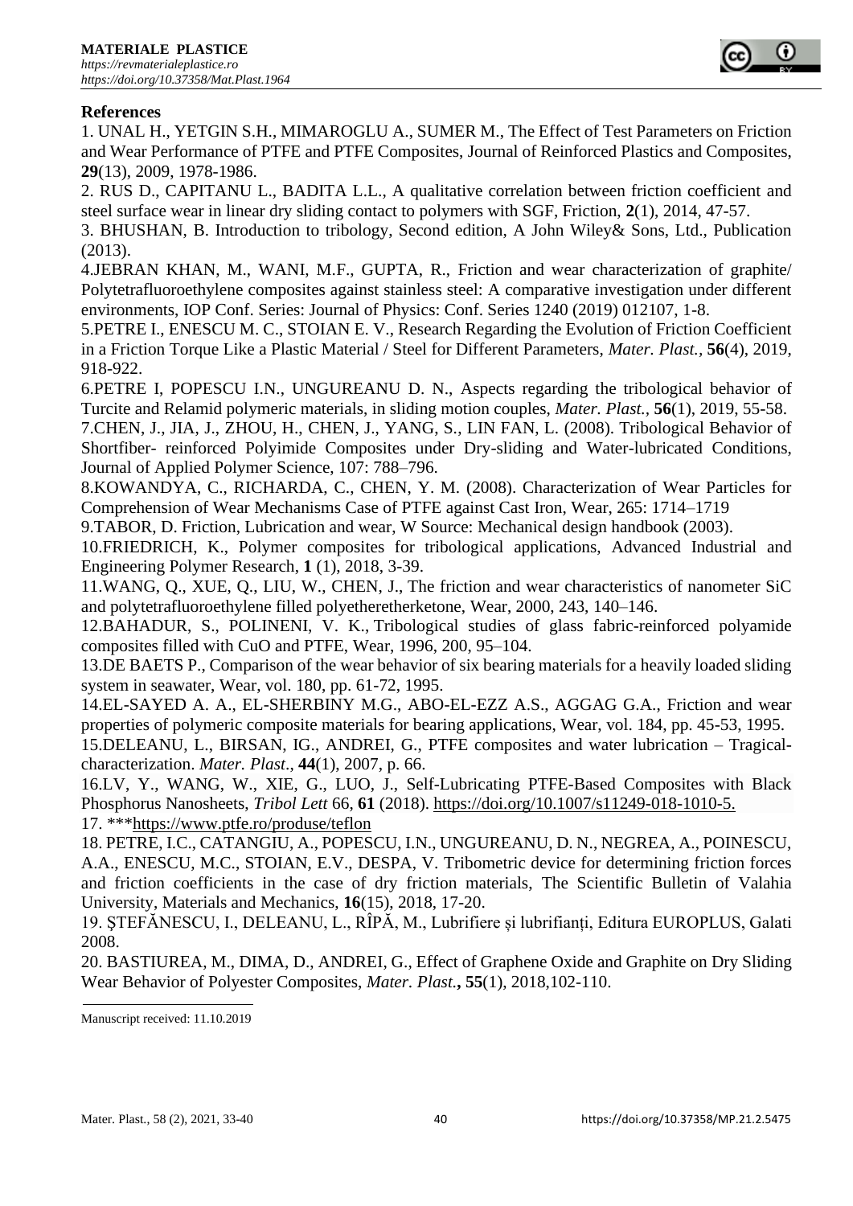## References

1. UNAL H., YETGIN S.H., MIMAROGLU A., SUMER M., The Effect of Test Parameters on Friction and Wear Performance of PTFE and PTFE Composites, Journal of Reinforced Plastics and Composites, **29**(13), 2009, 1978-1986.

2. RUS D., CAPITANU L., BADITA L.L., A qualitative correlation between friction coefficient and steel surface wear in linear dry sliding contact to polymers with SGF, Friction, **2**(1), 2014, 47-57.

3. BHUSHAN, B. Introduction to tribology, Second edition, A John Wiley& Sons, Ltd., Publication (2013).

4. JEBRAN KHAN, M., WANI, M.F., GUPTA, R., Friction and wear characterization of graphite/ Polytetrafluoroethylene composites against stainless steel: A comparative investigation under different environments, IOP Conf. Series: Journal of Physics: Conf. Series 1240 (2019) 012107, 1-8.

5. PETRE I., ENESCU M. C., STOIAN E. V., Research Regarding the Evolution of Friction Coefficient in a Friction Torque Like a Plastic Material / Steel for Different Parameters, *Mater. Plast.*, **56**(4), 2019, 918-922.

6. PETRE I, POPESCU I.N., UNGUREANU D. N., Aspects regarding the tribological behavior of Turcite and Relamid polymeric materials, in sliding motion couples, *Mater. Plast.*, **56**(1), 2019, 55-58.

7. CHEN, J., JIA, J., ZHOU, H., CHEN, J., YANG, S., LIN FAN, L. (2008). Tribological Behavior of Shortfiber- reinforced Polyimide Composites under Dry-sliding and Water-lubricated Conditions, Journal of Applied Polymer Science, 107: 788–796.

8. KOWANDYA, C., RICHARDA, C., CHEN, Y. M. (2008). Characterization of Wear Particles for Comprehension of Wear Mechanisms Case of PTFE against Cast Iron, Wear, 265: 1714–1719

9. TABOR, D. Friction, Lubrication and wear, W Source: Mechanical design handbook (2003).

10. FRIEDRICH, K., Polymer composites for tribological applications, Advanced Industrial and Engineering Polymer Research, **1** (1), 2018, 3-39.

11. WANG, Q., XUE, Q., LIU, W., CHEN, J., The friction and wear characteristics of nanometer SiC and polytetrafluoroethylene filled polyetheretherketone, Wear, 2000, 243, 140–146.

12. BAHADUR, S., POLINENI, V. K., Tribological studies of glass fabric-reinforced polyamide composites filled with CuO and PTFE, Wear, 1996, 200, 95–104.

13. DE BAETS P., Comparison of the wear behavior of six bearing materials for a heavily loaded sliding system in seawater, Wear, vol. 180, pp. 61-72, 1995.

14. EL-SAYED A. A., EL-SHERBINY M.G., ABO-EL-EZZ A.S., AGGAG G.A., Friction and wear properties of polymeric composite materials for bearing applications, Wear, vol. 184, pp. 45-53, 1995.

15. DELEANU, L., BIRSAN, IG., ANDREI, G., PTFE composites and water lubrication – Tragical-characterization. *Mater. Plast*., **44**(1), 2007, p. 66.

16. LV, Y., WANG, W., XIE, G., LUO, J., Self-Lubricating PTFE-Based Composites with Black Phosphorus Nanosheets, *Tribol Lett* 66, **61** (2018). https://doi.org/10.1007/s11249-018-1010-5.

17. ***https://www.ptfe.ro/produse/teflon

18. PETRE, I.C., CATANGIU, A., POPESCU, I.N., UNGUREANU, D. N., NEGREA, A., POINESCU, A.A., ENESCU, M.C., STOIAN, E.V., DESPA, V. Tribometric device for determining friction forces and friction coefficients in the case of dry friction materials, The Scientific Bulletin of Valahia University, Materials and Mechanics, **16**(15), 2018, 17-20.

19. ŞTEFĂNESCU, I., DELEANU, L., RÎPĂ, M., Lubrifiere și lubrifianți, Editura EUROPLUS, Galati 2008.

20. BASTIUREA, M., DIMA, D., ANDREI, G., Effect of Graphene Oxide and Graphite on Dry Sliding Wear Behavior of Polyester Composites, *Mater. Plast*.**, 55**(1), 2018,102-110.

---

Manuscript received: 11.10.2019